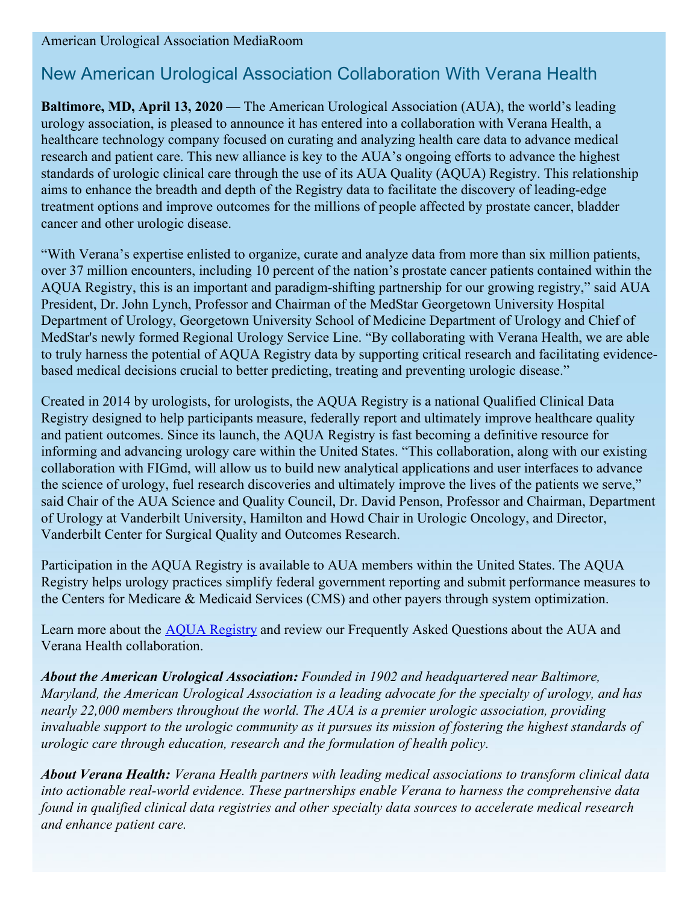American Urological Association MediaRoom

# New American Urological Association Collaboration With Verana Health

**Baltimore, MD, April 13, 2020** — The American Urological Association (AUA), the world's leading urology association, is pleased to announce it has entered into a collaboration with Verana Health, a healthcare technology company focused on curating and analyzing health care data to advance medical research and patient care. This new alliance is key to the AUA's ongoing efforts to advance the highest standards of urologic clinical care through the use of its AUA Quality (AQUA) Registry. This relationship aims to enhance the breadth and depth of the Registry data to facilitate the discovery of leading-edge treatment options and improve outcomes for the millions of people affected by prostate cancer, bladder cancer and other urologic disease.

"With Verana's expertise enlisted to organize, curate and analyze data from more than six million patients, over 37 million encounters, including 10 percent of the nation's prostate cancer patients contained within the AQUA Registry, this is an important and paradigm-shifting partnership for our growing registry," said AUA President, Dr. John Lynch, Professor and Chairman of the MedStar Georgetown University Hospital Department of Urology, Georgetown University School of Medicine Department of Urology and Chief of MedStar's newly formed Regional Urology Service Line. "By collaborating with Verana Health, we are able to truly harness the potential of AQUA Registry data by supporting critical research and facilitating evidence-based medical decisions crucial to better predicting, treating and preventing urologic disease."

Created in 2014 by urologists, for urologists, the AQUA Registry is a national Qualified Clinical Data Registry designed to help participants measure, federally report and ultimately improve healthcare quality and patient outcomes. Since its launch, the AQUA Registry is fast becoming a definitive resource for informing and advancing urology care within the United States. "This collaboration, along with our existing collaboration with FIGmd, will allow us to build new analytical applications and user interfaces to advance the science of urology, fuel research discoveries and ultimately improve the lives of the patients we serve," said Chair of the AUA Science and Quality Council, Dr. David Penson, Professor and Chairman, Department of Urology at Vanderbilt University, Hamilton and Howd Chair in Urologic Oncology, and Director, Vanderbilt Center for Surgical Quality and Outcomes Research.

Participation in the AQUA Registry is available to AUA members within the United States. The AQUA Registry helps urology practices simplify federal government reporting and submit performance measures to the Centers for Medicare & Medicaid Services (CMS) and other payers through system optimization.

Learn more about the AQUA Registry and review our Frequently Asked Questions about the AUA and Verana Health collaboration.

***About the American Urological Association:*** *Founded in 1902 and headquartered near Baltimore, Maryland, the American Urological Association is a leading advocate for the specialty of urology, and has nearly 22,000 members throughout the world. The AUA is a premier urologic association, providing invaluable support to the urologic community as it pursues its mission of fostering the highest standards of urologic care through education, research and the formulation of health policy.*

***About Verana Health:*** *Verana Health partners with leading medical associations to transform clinical data into actionable real-world evidence. These partnerships enable Verana to harness the comprehensive data found in qualified clinical data registries and other specialty data sources to accelerate medical research and enhance patient care.*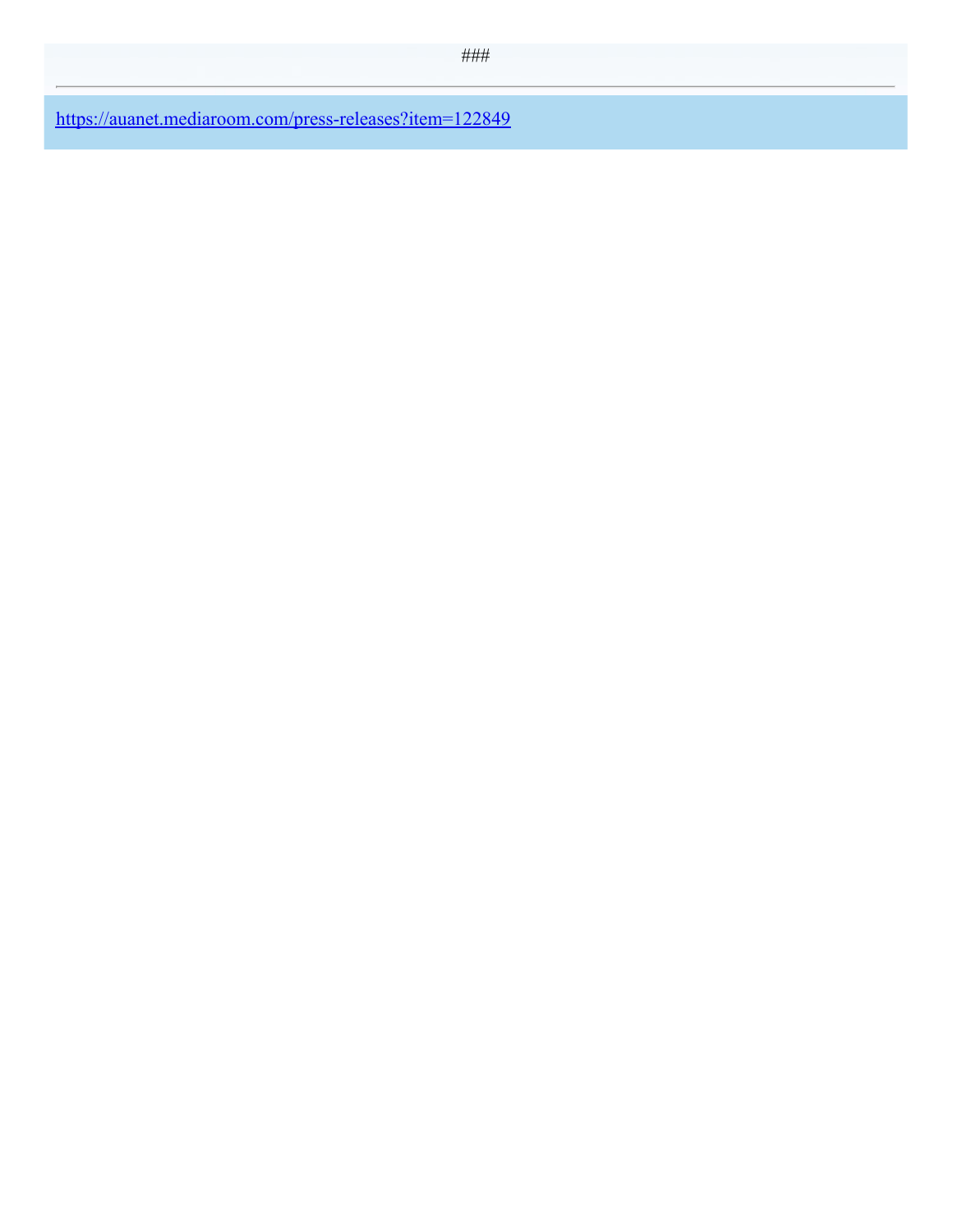###

---

https://auanet.mediaroom.com/press-releases?item=122849